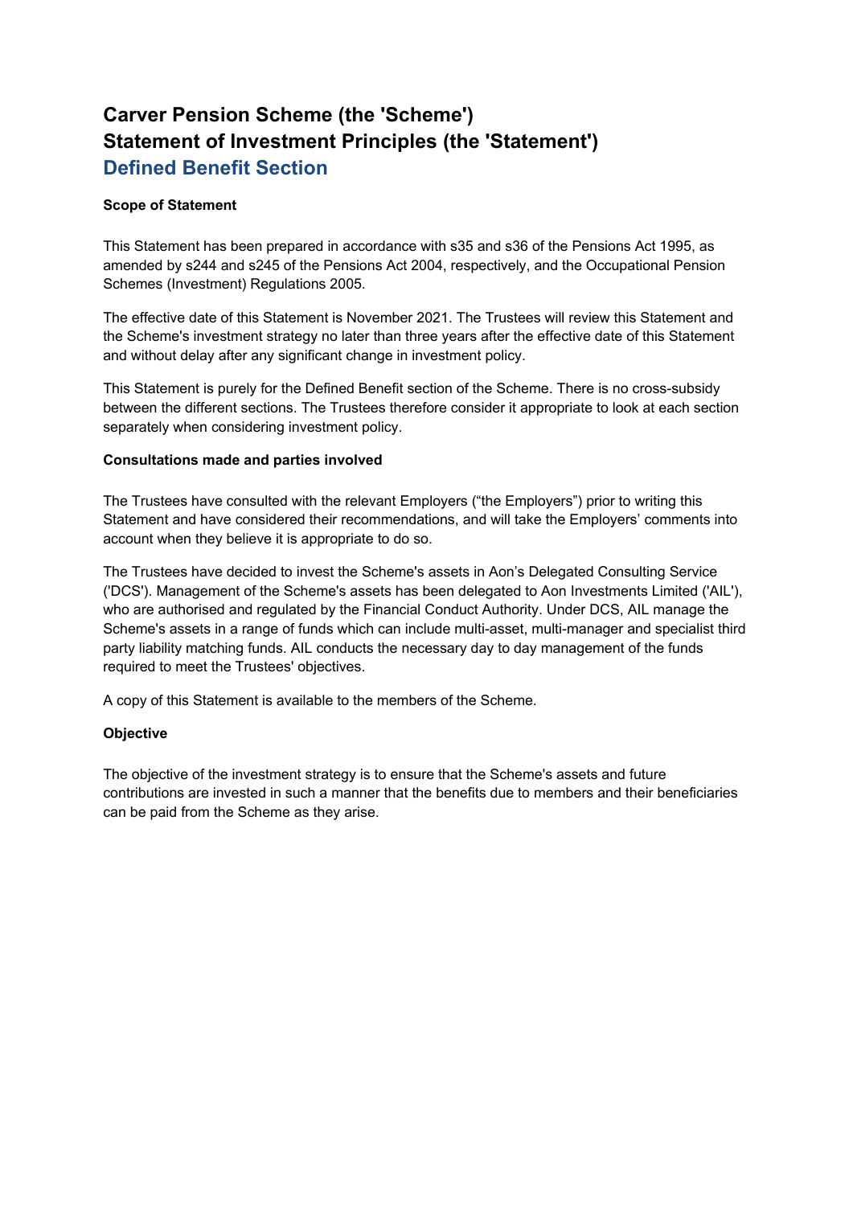# Carver Pension Scheme (the 'Scheme')
# Statement of Investment Principles (the 'Statement')
## Defined Benefit Section

**Scope of Statement**

This Statement has been prepared in accordance with s35 and s36 of the Pensions Act 1995, as amended by s244 and s245 of the Pensions Act 2004, respectively, and the Occupational Pension Schemes (Investment) Regulations 2005.

The effective date of this Statement is November 2021. The Trustees will review this Statement and the Scheme's investment strategy no later than three years after the effective date of this Statement and without delay after any significant change in investment policy.

This Statement is purely for the Defined Benefit section of the Scheme. There is no cross-subsidy between the different sections. The Trustees therefore consider it appropriate to look at each section separately when considering investment policy.

**Consultations made and parties involved**

The Trustees have consulted with the relevant Employers ("the Employers") prior to writing this Statement and have considered their recommendations, and will take the Employers' comments into account when they believe it is appropriate to do so.

The Trustees have decided to invest the Scheme's assets in Aon's Delegated Consulting Service ('DCS'). Management of the Scheme's assets has been delegated to Aon Investments Limited ('AIL'), who are authorised and regulated by the Financial Conduct Authority. Under DCS, AIL manage the Scheme's assets in a range of funds which can include multi-asset, multi-manager and specialist third party liability matching funds. AIL conducts the necessary day to day management of the funds required to meet the Trustees' objectives.

A copy of this Statement is available to the members of the Scheme.

**Objective**

The objective of the investment strategy is to ensure that the Scheme's assets and future contributions are invested in such a manner that the benefits due to members and their beneficiaries can be paid from the Scheme as they arise.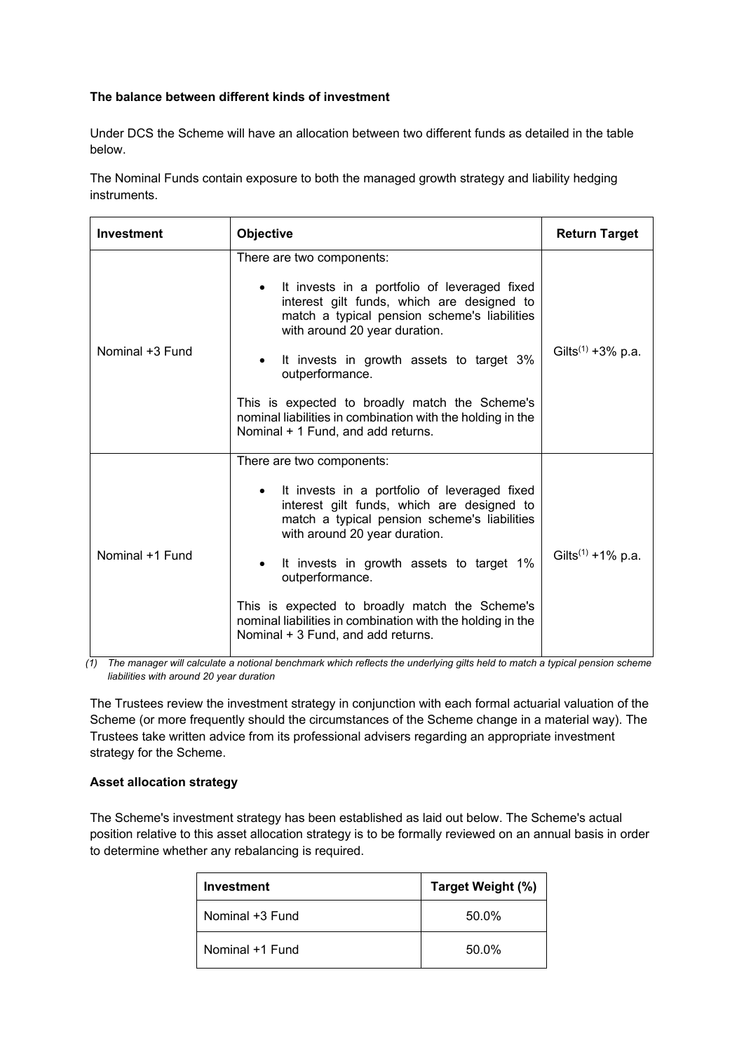**The balance between different kinds of investment**

Under DCS the Scheme will have an allocation between two different funds as detailed in the table below.

The Nominal Funds contain exposure to both the managed growth strategy and liability hedging instruments.

| Investment | Objective | Return Target |
|---|---|---|
| Nominal +3 Fund | There are two components:<br>• It invests in a portfolio of leveraged fixed interest gilt funds, which are designed to match a typical pension scheme's liabilities with around 20 year duration.<br>• It invests in growth assets to target 3% outperformance.<br>This is expected to broadly match the Scheme's nominal liabilities in combination with the holding in the Nominal + 1 Fund, and add returns. | Gilts[(1)] +3% p.a. |
| Nominal +1 Fund | There are two components:<br>• It invests in a portfolio of leveraged fixed interest gilt funds, which are designed to match a typical pension scheme's liabilities with around 20 year duration.<br>• It invests in growth assets to target 1% outperformance.<br>This is expected to broadly match the Scheme's nominal liabilities in combination with the holding in the Nominal + 3 Fund, and add returns. | Gilts[(1)] +1% p.a. |

*(1) The manager will calculate a notional benchmark which reflects the underlying gilts held to match a typical pension scheme liabilities with around 20 year duration*

The Trustees review the investment strategy in conjunction with each formal actuarial valuation of the Scheme (or more frequently should the circumstances of the Scheme change in a material way). The Trustees take written advice from its professional advisers regarding an appropriate investment strategy for the Scheme.

**Asset allocation strategy**

The Scheme's investment strategy has been established as laid out below. The Scheme's actual position relative to this asset allocation strategy is to be formally reviewed on an annual basis in order to determine whether any rebalancing is required.

| Investment | Target Weight (%) |
|---|---|
| Nominal +3 Fund | 50.0% |
| Nominal +1 Fund | 50.0% |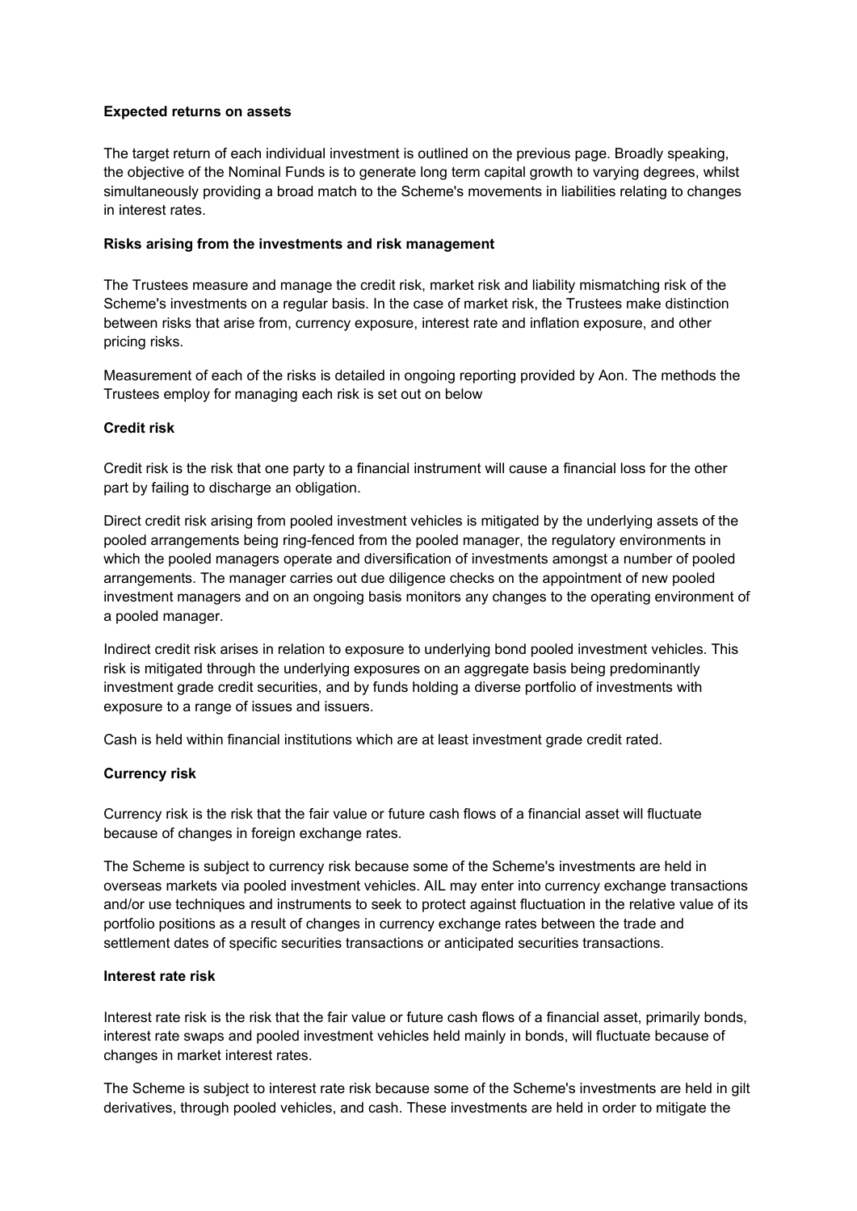**Expected returns on assets**

The target return of each individual investment is outlined on the previous page. Broadly speaking, the objective of the Nominal Funds is to generate long term capital growth to varying degrees, whilst simultaneously providing a broad match to the Scheme's movements in liabilities relating to changes in interest rates.

**Risks arising from the investments and risk management**

The Trustees measure and manage the credit risk, market risk and liability mismatching risk of the Scheme's investments on a regular basis. In the case of market risk, the Trustees make distinction between risks that arise from, currency exposure, interest rate and inflation exposure, and other pricing risks.

Measurement of each of the risks is detailed in ongoing reporting provided by Aon. The methods the Trustees employ for managing each risk is set out on below

**Credit risk**

Credit risk is the risk that one party to a financial instrument will cause a financial loss for the other part by failing to discharge an obligation.

Direct credit risk arising from pooled investment vehicles is mitigated by the underlying assets of the pooled arrangements being ring-fenced from the pooled manager, the regulatory environments in which the pooled managers operate and diversification of investments amongst a number of pooled arrangements. The manager carries out due diligence checks on the appointment of new pooled investment managers and on an ongoing basis monitors any changes to the operating environment of a pooled manager.

Indirect credit risk arises in relation to exposure to underlying bond pooled investment vehicles. This risk is mitigated through the underlying exposures on an aggregate basis being predominantly investment grade credit securities, and by funds holding a diverse portfolio of investments with exposure to a range of issues and issuers.

Cash is held within financial institutions which are at least investment grade credit rated.

**Currency risk**

Currency risk is the risk that the fair value or future cash flows of a financial asset will fluctuate because of changes in foreign exchange rates.

The Scheme is subject to currency risk because some of the Scheme's investments are held in overseas markets via pooled investment vehicles. AIL may enter into currency exchange transactions and/or use techniques and instruments to seek to protect against fluctuation in the relative value of its portfolio positions as a result of changes in currency exchange rates between the trade and settlement dates of specific securities transactions or anticipated securities transactions.

**Interest rate risk**

Interest rate risk is the risk that the fair value or future cash flows of a financial asset, primarily bonds, interest rate swaps and pooled investment vehicles held mainly in bonds, will fluctuate because of changes in market interest rates.

The Scheme is subject to interest rate risk because some of the Scheme's investments are held in gilt derivatives, through pooled vehicles, and cash. These investments are held in order to mitigate the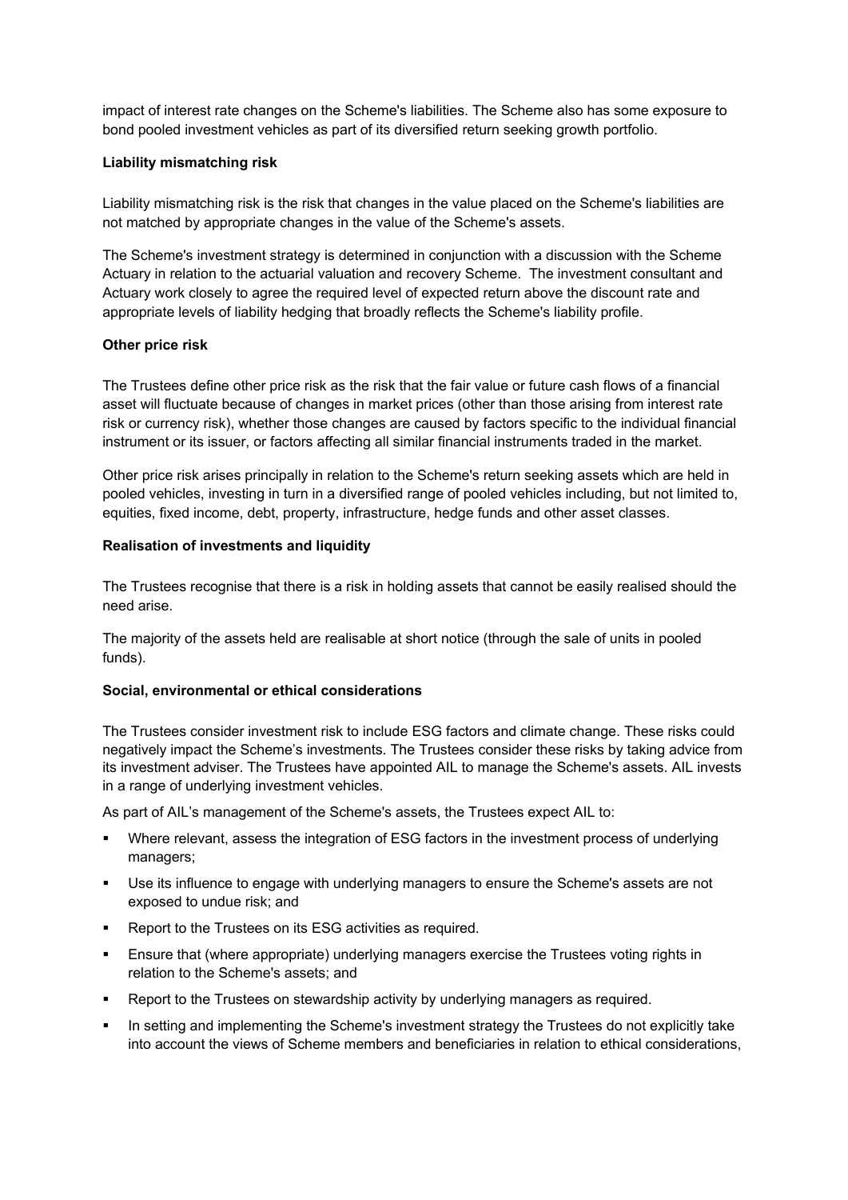impact of interest rate changes on the Scheme's liabilities. The Scheme also has some exposure to bond pooled investment vehicles as part of its diversified return seeking growth portfolio.

**Liability mismatching risk**

Liability mismatching risk is the risk that changes in the value placed on the Scheme's liabilities are not matched by appropriate changes in the value of the Scheme's assets.

The Scheme's investment strategy is determined in conjunction with a discussion with the Scheme Actuary in relation to the actuarial valuation and recovery Scheme. The investment consultant and Actuary work closely to agree the required level of expected return above the discount rate and appropriate levels of liability hedging that broadly reflects the Scheme's liability profile.

**Other price risk**

The Trustees define other price risk as the risk that the fair value or future cash flows of a financial asset will fluctuate because of changes in market prices (other than those arising from interest rate risk or currency risk), whether those changes are caused by factors specific to the individual financial instrument or its issuer, or factors affecting all similar financial instruments traded in the market.

Other price risk arises principally in relation to the Scheme's return seeking assets which are held in pooled vehicles, investing in turn in a diversified range of pooled vehicles including, but not limited to, equities, fixed income, debt, property, infrastructure, hedge funds and other asset classes.

**Realisation of investments and liquidity**

The Trustees recognise that there is a risk in holding assets that cannot be easily realised should the need arise.

The majority of the assets held are realisable at short notice (through the sale of units in pooled funds).

**Social, environmental or ethical considerations**

The Trustees consider investment risk to include ESG factors and climate change. These risks could negatively impact the Scheme's investments. The Trustees consider these risks by taking advice from its investment adviser. The Trustees have appointed AIL to manage the Scheme's assets. AIL invests in a range of underlying investment vehicles.

As part of AIL's management of the Scheme's assets, the Trustees expect AIL to:

- Where relevant, assess the integration of ESG factors in the investment process of underlying managers;
- Use its influence to engage with underlying managers to ensure the Scheme's assets are not exposed to undue risk; and
- Report to the Trustees on its ESG activities as required.
- Ensure that (where appropriate) underlying managers exercise the Trustees voting rights in relation to the Scheme's assets; and
- Report to the Trustees on stewardship activity by underlying managers as required.
- In setting and implementing the Scheme's investment strategy the Trustees do not explicitly take into account the views of Scheme members and beneficiaries in relation to ethical considerations,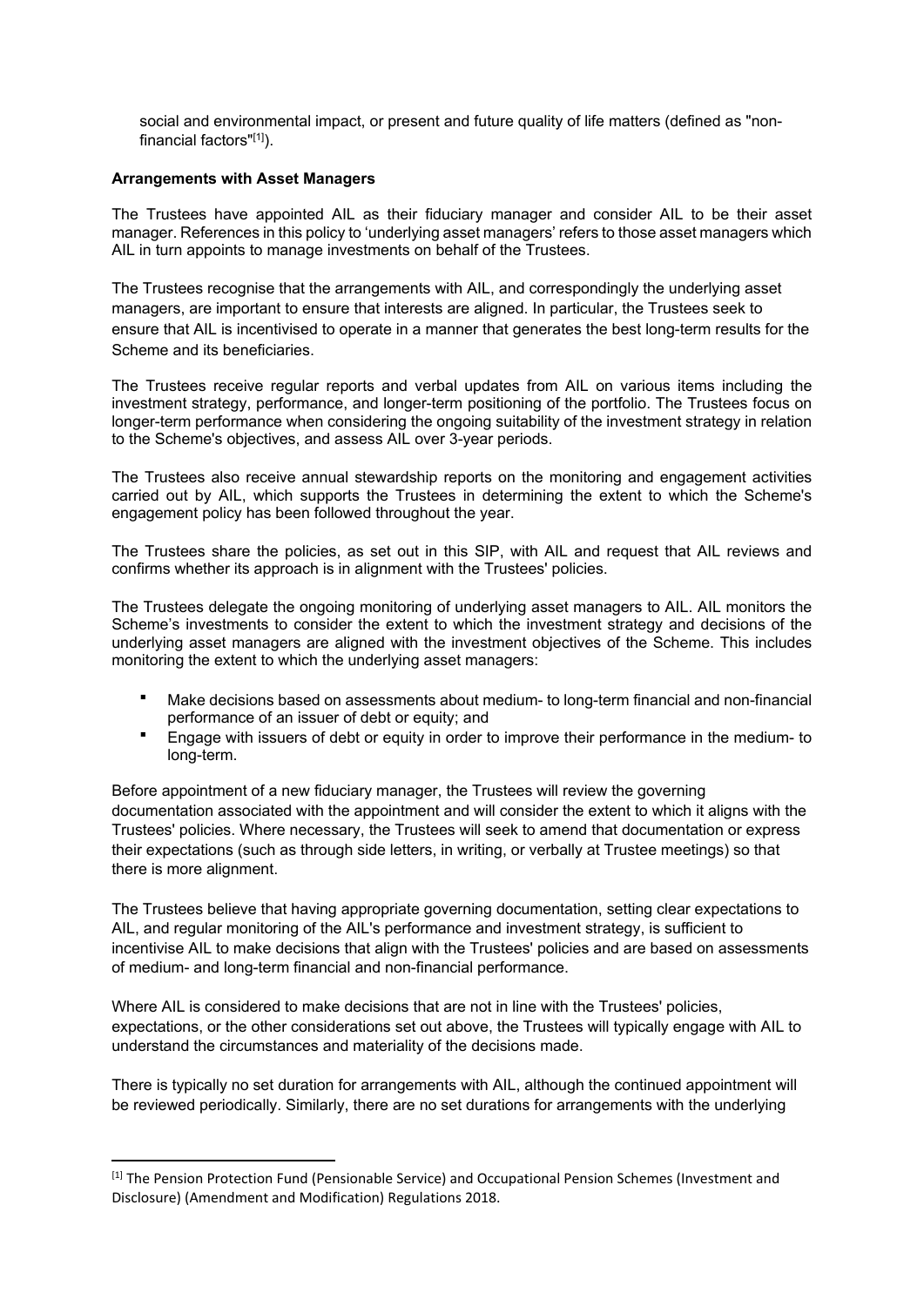social and environmental impact, or present and future quality of life matters (defined as "non-financial factors"[1]).

**Arrangements with Asset Managers**

The Trustees have appointed AIL as their fiduciary manager and consider AIL to be their asset manager. References in this policy to 'underlying asset managers' refers to those asset managers which AIL in turn appoints to manage investments on behalf of the Trustees.

The Trustees recognise that the arrangements with AIL, and correspondingly the underlying asset managers, are important to ensure that interests are aligned. In particular, the Trustees seek to ensure that AIL is incentivised to operate in a manner that generates the best long-term results for the Scheme and its beneficiaries.

The Trustees receive regular reports and verbal updates from AIL on various items including the investment strategy, performance, and longer-term positioning of the portfolio. The Trustees focus on longer-term performance when considering the ongoing suitability of the investment strategy in relation to the Scheme's objectives, and assess AIL over 3-year periods.

The Trustees also receive annual stewardship reports on the monitoring and engagement activities carried out by AIL, which supports the Trustees in determining the extent to which the Scheme's engagement policy has been followed throughout the year.

The Trustees share the policies, as set out in this SIP, with AIL and request that AIL reviews and confirms whether its approach is in alignment with the Trustees' policies.

The Trustees delegate the ongoing monitoring of underlying asset managers to AIL. AIL monitors the Scheme's investments to consider the extent to which the investment strategy and decisions of the underlying asset managers are aligned with the investment objectives of the Scheme. This includes monitoring the extent to which the underlying asset managers:

- Make decisions based on assessments about medium- to long-term financial and non-financial performance of an issuer of debt or equity; and
- Engage with issuers of debt or equity in order to improve their performance in the medium- to long-term.

Before appointment of a new fiduciary manager, the Trustees will review the governing documentation associated with the appointment and will consider the extent to which it aligns with the Trustees' policies. Where necessary, the Trustees will seek to amend that documentation or express their expectations (such as through side letters, in writing, or verbally at Trustee meetings) so that there is more alignment.

The Trustees believe that having appropriate governing documentation, setting clear expectations to AIL, and regular monitoring of the AIL's performance and investment strategy, is sufficient to incentivise AIL to make decisions that align with the Trustees' policies and are based on assessments of medium- and long-term financial and non-financial performance.

Where AIL is considered to make decisions that are not in line with the Trustees' policies, expectations, or the other considerations set out above, the Trustees will typically engage with AIL to understand the circumstances and materiality of the decisions made.

There is typically no set duration for arrangements with AIL, although the continued appointment will be reviewed periodically. Similarly, there are no set durations for arrangements with the underlying

[1] The Pension Protection Fund (Pensionable Service) and Occupational Pension Schemes (Investment and Disclosure) (Amendment and Modification) Regulations 2018.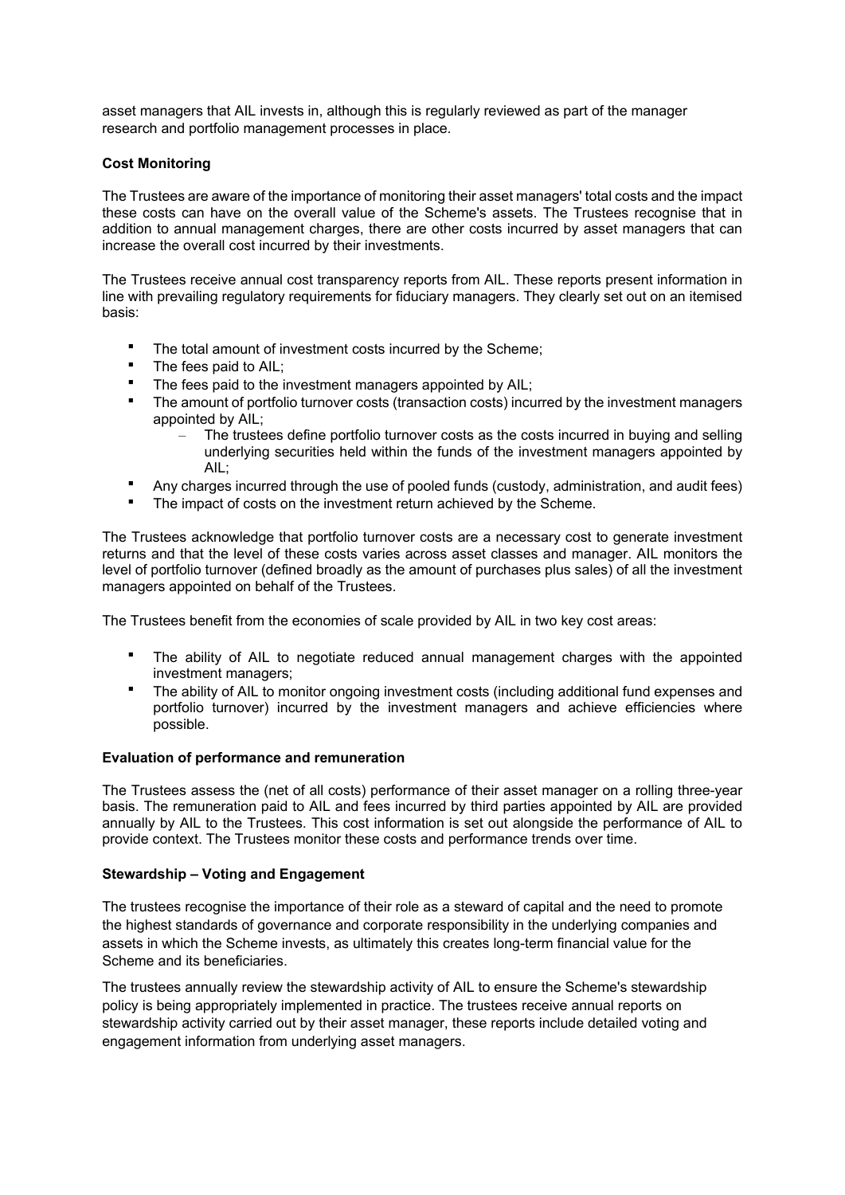asset managers that AIL invests in, although this is regularly reviewed as part of the manager research and portfolio management processes in place.

**Cost Monitoring**

The Trustees are aware of the importance of monitoring their asset managers' total costs and the impact these costs can have on the overall value of the Scheme's assets. The Trustees recognise that in addition to annual management charges, there are other costs incurred by asset managers that can increase the overall cost incurred by their investments.

The Trustees receive annual cost transparency reports from AIL. These reports present information in line with prevailing regulatory requirements for fiduciary managers. They clearly set out on an itemised basis:

- The total amount of investment costs incurred by the Scheme;
- The fees paid to AIL;
- The fees paid to the investment managers appointed by AIL;
- The amount of portfolio turnover costs (transaction costs) incurred by the investment managers appointed by AIL;
  - The trustees define portfolio turnover costs as the costs incurred in buying and selling underlying securities held within the funds of the investment managers appointed by AIL;
- Any charges incurred through the use of pooled funds (custody, administration, and audit fees)
- The impact of costs on the investment return achieved by the Scheme.

The Trustees acknowledge that portfolio turnover costs are a necessary cost to generate investment returns and that the level of these costs varies across asset classes and manager. AIL monitors the level of portfolio turnover (defined broadly as the amount of purchases plus sales) of all the investment managers appointed on behalf of the Trustees.

The Trustees benefit from the economies of scale provided by AIL in two key cost areas:

- The ability of AIL to negotiate reduced annual management charges with the appointed investment managers;
- The ability of AIL to monitor ongoing investment costs (including additional fund expenses and portfolio turnover) incurred by the investment managers and achieve efficiencies where possible.

**Evaluation of performance and remuneration**

The Trustees assess the (net of all costs) performance of their asset manager on a rolling three-year basis. The remuneration paid to AIL and fees incurred by third parties appointed by AIL are provided annually by AIL to the Trustees. This cost information is set out alongside the performance of AIL to provide context. The Trustees monitor these costs and performance trends over time.

**Stewardship – Voting and Engagement**

The trustees recognise the importance of their role as a steward of capital and the need to promote the highest standards of governance and corporate responsibility in the underlying companies and assets in which the Scheme invests, as ultimately this creates long-term financial value for the Scheme and its beneficiaries.

The trustees annually review the stewardship activity of AIL to ensure the Scheme's stewardship policy is being appropriately implemented in practice. The trustees receive annual reports on stewardship activity carried out by their asset manager, these reports include detailed voting and engagement information from underlying asset managers.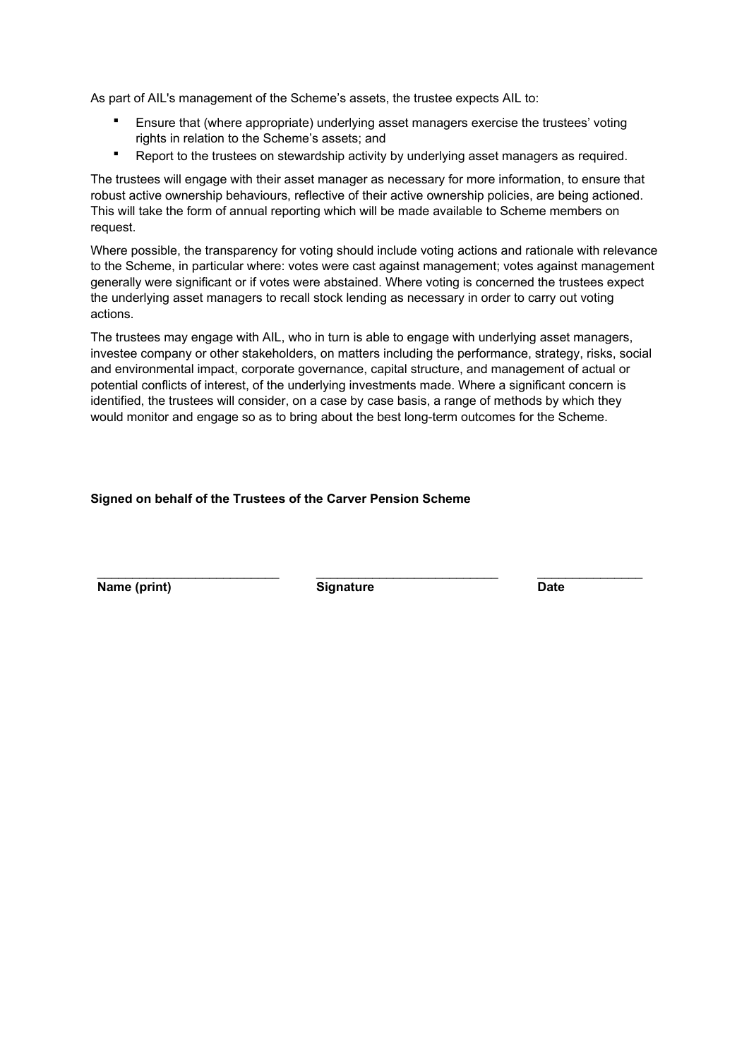As part of AIL's management of the Scheme's assets, the trustee expects AIL to:

- Ensure that (where appropriate) underlying asset managers exercise the trustees' voting rights in relation to the Scheme's assets; and
- Report to the trustees on stewardship activity by underlying asset managers as required.

The trustees will engage with their asset manager as necessary for more information, to ensure that robust active ownership behaviours, reflective of their active ownership policies, are being actioned. This will take the form of annual reporting which will be made available to Scheme members on request.

Where possible, the transparency for voting should include voting actions and rationale with relevance to the Scheme, in particular where: votes were cast against management; votes against management generally were significant or if votes were abstained. Where voting is concerned the trustees expect the underlying asset managers to recall stock lending as necessary in order to carry out voting actions.

The trustees may engage with AIL, who in turn is able to engage with underlying asset managers, investee company or other stakeholders, on matters including the performance, strategy, risks, social and environmental impact, corporate governance, capital structure, and management of actual or potential conflicts of interest, of the underlying investments made. Where a significant concern is identified, the trustees will consider, on a case by case basis, a range of methods by which they would monitor and engage so as to bring about the best long-term outcomes for the Scheme.

**Signed on behalf of the Trustees of the Carver Pension Scheme**

| \_\_\_\_\_\_\_\_\_\_\_\_\_\_\_\_\_\_\_\_\_\_\_\_\_\_ | \_\_\_\_\_\_\_\_\_\_\_\_\_\_\_\_\_\_\_\_\_\_\_\_\_\_ | \_\_\_\_\_\_\_\_\_\_\_\_\_\_\_ |
|---|---|---|
| **Name (print)** | **Signature** | **Date** |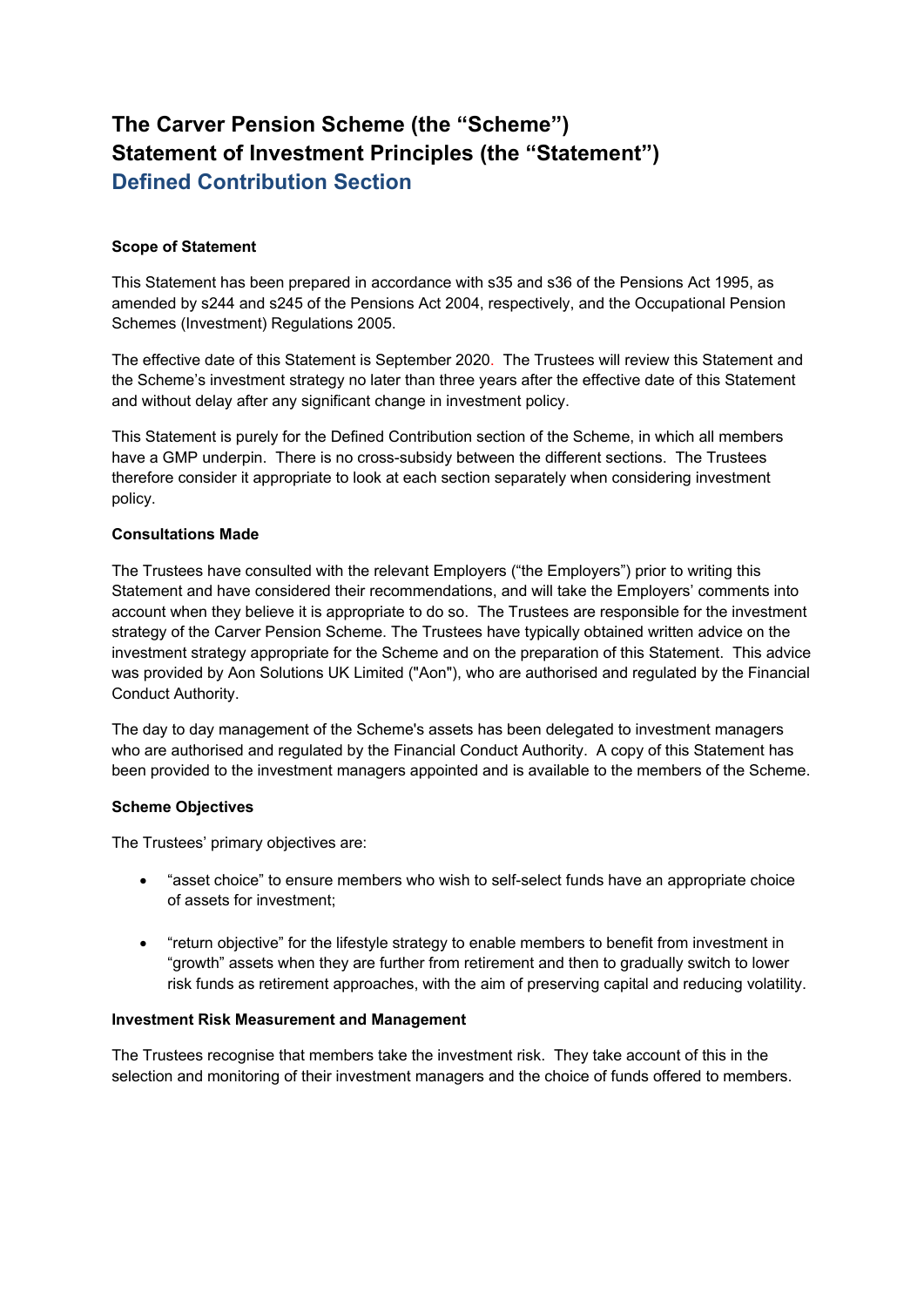# The Carver Pension Scheme (the "Scheme")
# Statement of Investment Principles (the "Statement")
## Defined Contribution Section

**Scope of Statement**

This Statement has been prepared in accordance with s35 and s36 of the Pensions Act 1995, as amended by s244 and s245 of the Pensions Act 2004, respectively, and the Occupational Pension Schemes (Investment) Regulations 2005.

The effective date of this Statement is September 2020. The Trustees will review this Statement and the Scheme's investment strategy no later than three years after the effective date of this Statement and without delay after any significant change in investment policy.

This Statement is purely for the Defined Contribution section of the Scheme, in which all members have a GMP underpin. There is no cross-subsidy between the different sections. The Trustees therefore consider it appropriate to look at each section separately when considering investment policy.

**Consultations Made**

The Trustees have consulted with the relevant Employers ("the Employers") prior to writing this Statement and have considered their recommendations, and will take the Employers' comments into account when they believe it is appropriate to do so. The Trustees are responsible for the investment strategy of the Carver Pension Scheme. The Trustees have typically obtained written advice on the investment strategy appropriate for the Scheme and on the preparation of this Statement. This advice was provided by Aon Solutions UK Limited ("Aon"), who are authorised and regulated by the Financial Conduct Authority.

The day to day management of the Scheme's assets has been delegated to investment managers who are authorised and regulated by the Financial Conduct Authority. A copy of this Statement has been provided to the investment managers appointed and is available to the members of the Scheme.

**Scheme Objectives**

The Trustees' primary objectives are:

- "asset choice" to ensure members who wish to self-select funds have an appropriate choice of assets for investment;
- "return objective" for the lifestyle strategy to enable members to benefit from investment in "growth" assets when they are further from retirement and then to gradually switch to lower risk funds as retirement approaches, with the aim of preserving capital and reducing volatility.

**Investment Risk Measurement and Management**

The Trustees recognise that members take the investment risk. They take account of this in the selection and monitoring of their investment managers and the choice of funds offered to members.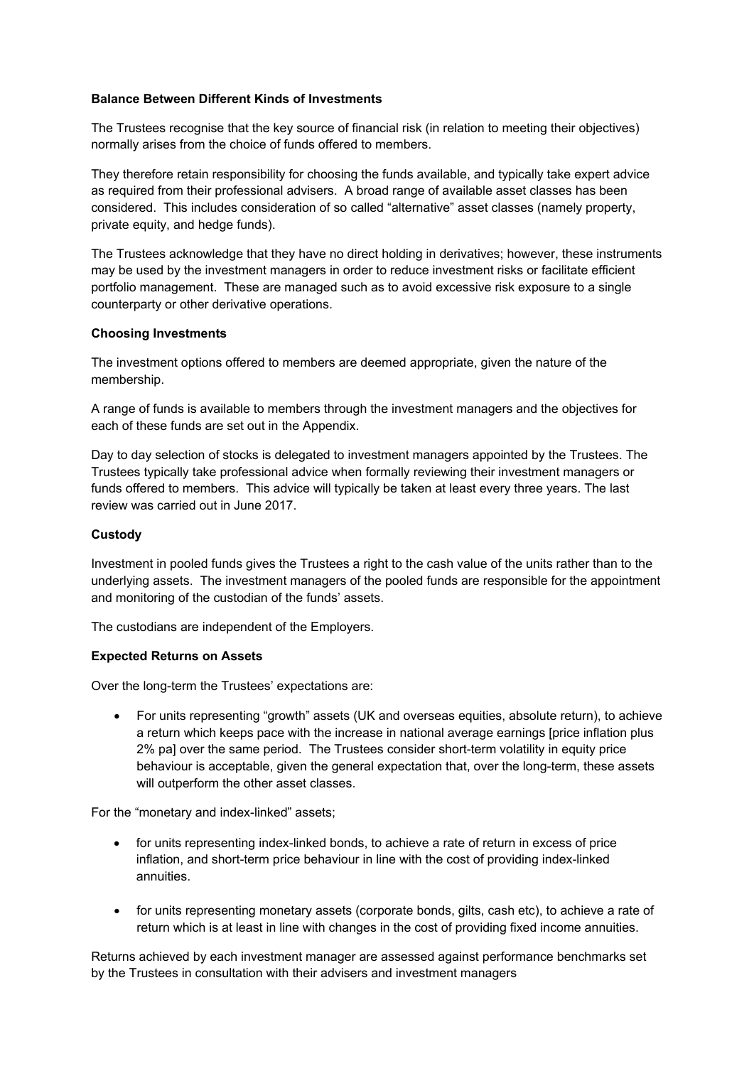**Balance Between Different Kinds of Investments**

The Trustees recognise that the key source of financial risk (in relation to meeting their objectives) normally arises from the choice of funds offered to members.

They therefore retain responsibility for choosing the funds available, and typically take expert advice as required from their professional advisers. A broad range of available asset classes has been considered. This includes consideration of so called "alternative" asset classes (namely property, private equity, and hedge funds).

The Trustees acknowledge that they have no direct holding in derivatives; however, these instruments may be used by the investment managers in order to reduce investment risks or facilitate efficient portfolio management. These are managed such as to avoid excessive risk exposure to a single counterparty or other derivative operations.

**Choosing Investments**

The investment options offered to members are deemed appropriate, given the nature of the membership.

A range of funds is available to members through the investment managers and the objectives for each of these funds are set out in the Appendix.

Day to day selection of stocks is delegated to investment managers appointed by the Trustees. The Trustees typically take professional advice when formally reviewing their investment managers or funds offered to members. This advice will typically be taken at least every three years. The last review was carried out in June 2017.

**Custody**

Investment in pooled funds gives the Trustees a right to the cash value of the units rather than to the underlying assets. The investment managers of the pooled funds are responsible for the appointment and monitoring of the custodian of the funds' assets.

The custodians are independent of the Employers.

**Expected Returns on Assets**

Over the long-term the Trustees' expectations are:

- For units representing "growth" assets (UK and overseas equities, absolute return), to achieve a return which keeps pace with the increase in national average earnings [price inflation plus 2% pa] over the same period. The Trustees consider short-term volatility in equity price behaviour is acceptable, given the general expectation that, over the long-term, these assets will outperform the other asset classes.

For the "monetary and index-linked" assets;

- for units representing index-linked bonds, to achieve a rate of return in excess of price inflation, and short-term price behaviour in line with the cost of providing index-linked annuities.

- for units representing monetary assets (corporate bonds, gilts, cash etc), to achieve a rate of return which is at least in line with changes in the cost of providing fixed income annuities.

Returns achieved by each investment manager are assessed against performance benchmarks set by the Trustees in consultation with their advisers and investment managers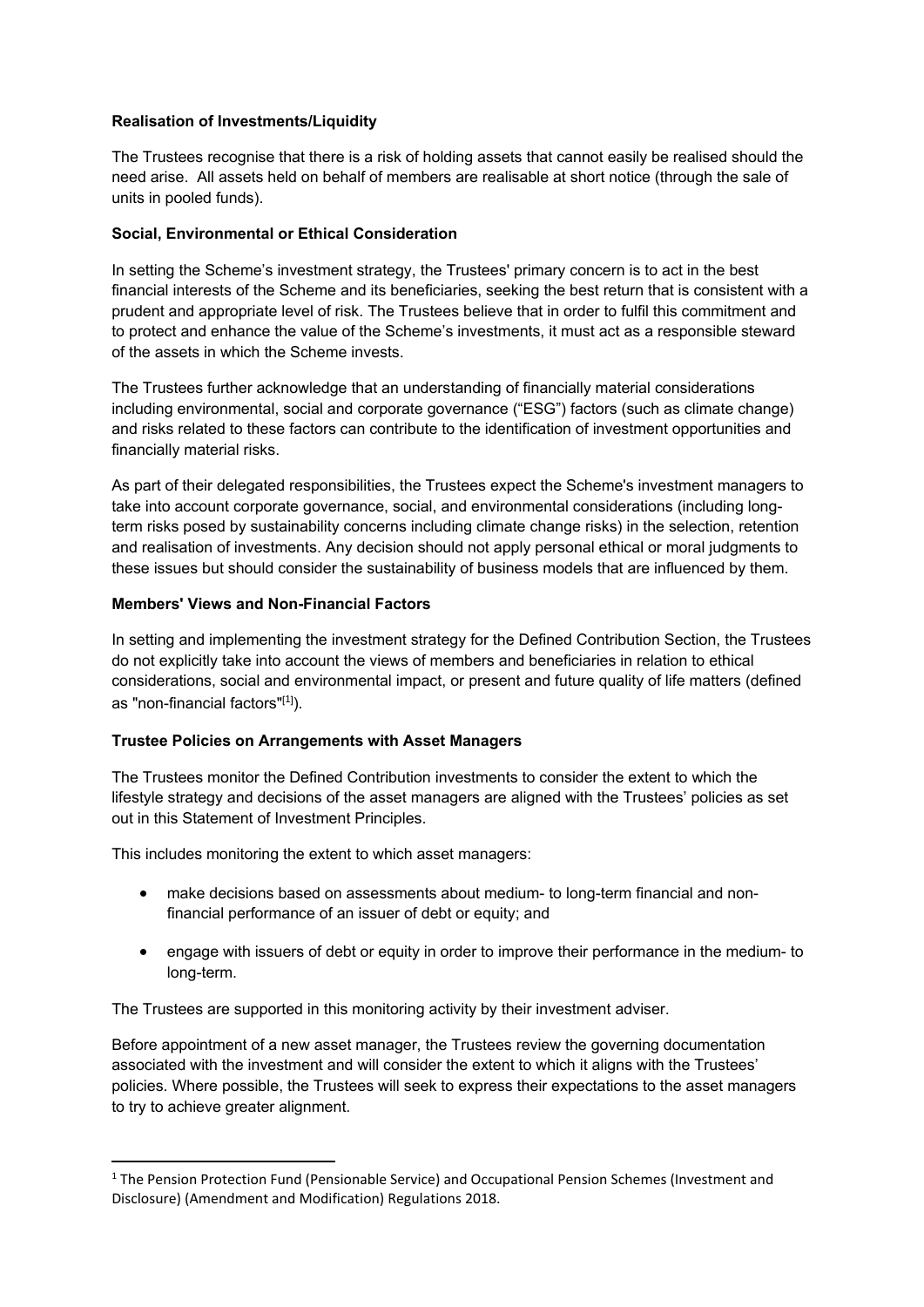**Realisation of Investments/Liquidity**

The Trustees recognise that there is a risk of holding assets that cannot easily be realised should the need arise. All assets held on behalf of members are realisable at short notice (through the sale of units in pooled funds).

**Social, Environmental or Ethical Consideration**

In setting the Scheme's investment strategy, the Trustees' primary concern is to act in the best financial interests of the Scheme and its beneficiaries, seeking the best return that is consistent with a prudent and appropriate level of risk. The Trustees believe that in order to fulfil this commitment and to protect and enhance the value of the Scheme's investments, it must act as a responsible steward of the assets in which the Scheme invests.

The Trustees further acknowledge that an understanding of financially material considerations including environmental, social and corporate governance ("ESG") factors (such as climate change) and risks related to these factors can contribute to the identification of investment opportunities and financially material risks.

As part of their delegated responsibilities, the Trustees expect the Scheme's investment managers to take into account corporate governance, social, and environmental considerations (including long-term risks posed by sustainability concerns including climate change risks) in the selection, retention and realisation of investments. Any decision should not apply personal ethical or moral judgments to these issues but should consider the sustainability of business models that are influenced by them.

**Members' Views and Non-Financial Factors**

In setting and implementing the investment strategy for the Defined Contribution Section, the Trustees do not explicitly take into account the views of members and beneficiaries in relation to ethical considerations, social and environmental impact, or present and future quality of life matters (defined as "non-financial factors"[1]).

**Trustee Policies on Arrangements with Asset Managers**

The Trustees monitor the Defined Contribution investments to consider the extent to which the lifestyle strategy and decisions of the asset managers are aligned with the Trustees' policies as set out in this Statement of Investment Principles.

This includes monitoring the extent to which asset managers:

- make decisions based on assessments about medium- to long-term financial and non-financial performance of an issuer of debt or equity; and
- engage with issuers of debt or equity in order to improve their performance in the medium- to long-term.

The Trustees are supported in this monitoring activity by their investment adviser.

Before appointment of a new asset manager, the Trustees review the governing documentation associated with the investment and will consider the extent to which it aligns with the Trustees' policies. Where possible, the Trustees will seek to express their expectations to the asset managers to try to achieve greater alignment.

[1] The Pension Protection Fund (Pensionable Service) and Occupational Pension Schemes (Investment and Disclosure) (Amendment and Modification) Regulations 2018.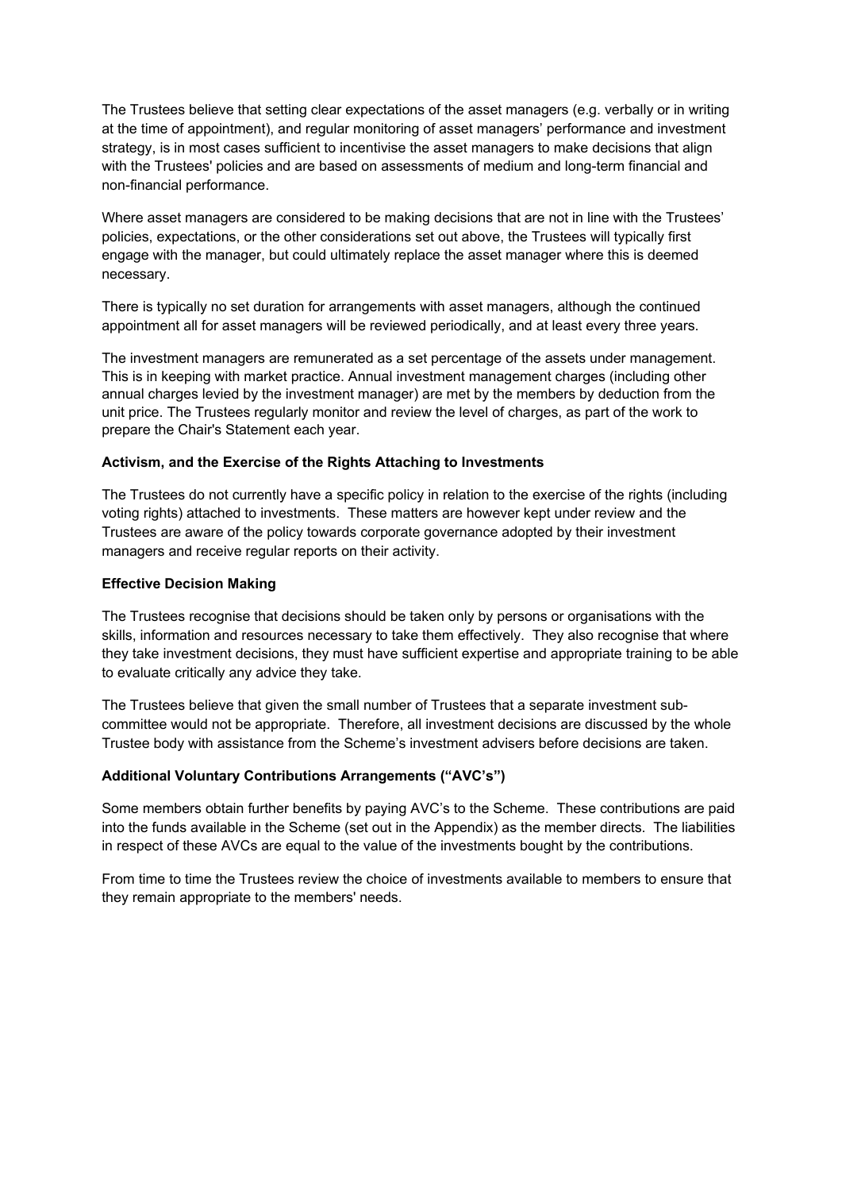The Trustees believe that setting clear expectations of the asset managers (e.g. verbally or in writing at the time of appointment), and regular monitoring of asset managers' performance and investment strategy, is in most cases sufficient to incentivise the asset managers to make decisions that align with the Trustees' policies and are based on assessments of medium and long-term financial and non-financial performance.

Where asset managers are considered to be making decisions that are not in line with the Trustees' policies, expectations, or the other considerations set out above, the Trustees will typically first engage with the manager, but could ultimately replace the asset manager where this is deemed necessary.

There is typically no set duration for arrangements with asset managers, although the continued appointment all for asset managers will be reviewed periodically, and at least every three years.

The investment managers are remunerated as a set percentage of the assets under management. This is in keeping with market practice. Annual investment management charges (including other annual charges levied by the investment manager) are met by the members by deduction from the unit price. The Trustees regularly monitor and review the level of charges, as part of the work to prepare the Chair's Statement each year.

**Activism, and the Exercise of the Rights Attaching to Investments**

The Trustees do not currently have a specific policy in relation to the exercise of the rights (including voting rights) attached to investments. These matters are however kept under review and the Trustees are aware of the policy towards corporate governance adopted by their investment managers and receive regular reports on their activity.

**Effective Decision Making**

The Trustees recognise that decisions should be taken only by persons or organisations with the skills, information and resources necessary to take them effectively. They also recognise that where they take investment decisions, they must have sufficient expertise and appropriate training to be able to evaluate critically any advice they take.

The Trustees believe that given the small number of Trustees that a separate investment sub-committee would not be appropriate. Therefore, all investment decisions are discussed by the whole Trustee body with assistance from the Scheme's investment advisers before decisions are taken.

**Additional Voluntary Contributions Arrangements ("AVC's")**

Some members obtain further benefits by paying AVC's to the Scheme. These contributions are paid into the funds available in the Scheme (set out in the Appendix) as the member directs. The liabilities in respect of these AVCs are equal to the value of the investments bought by the contributions.

From time to time the Trustees review the choice of investments available to members to ensure that they remain appropriate to the members' needs.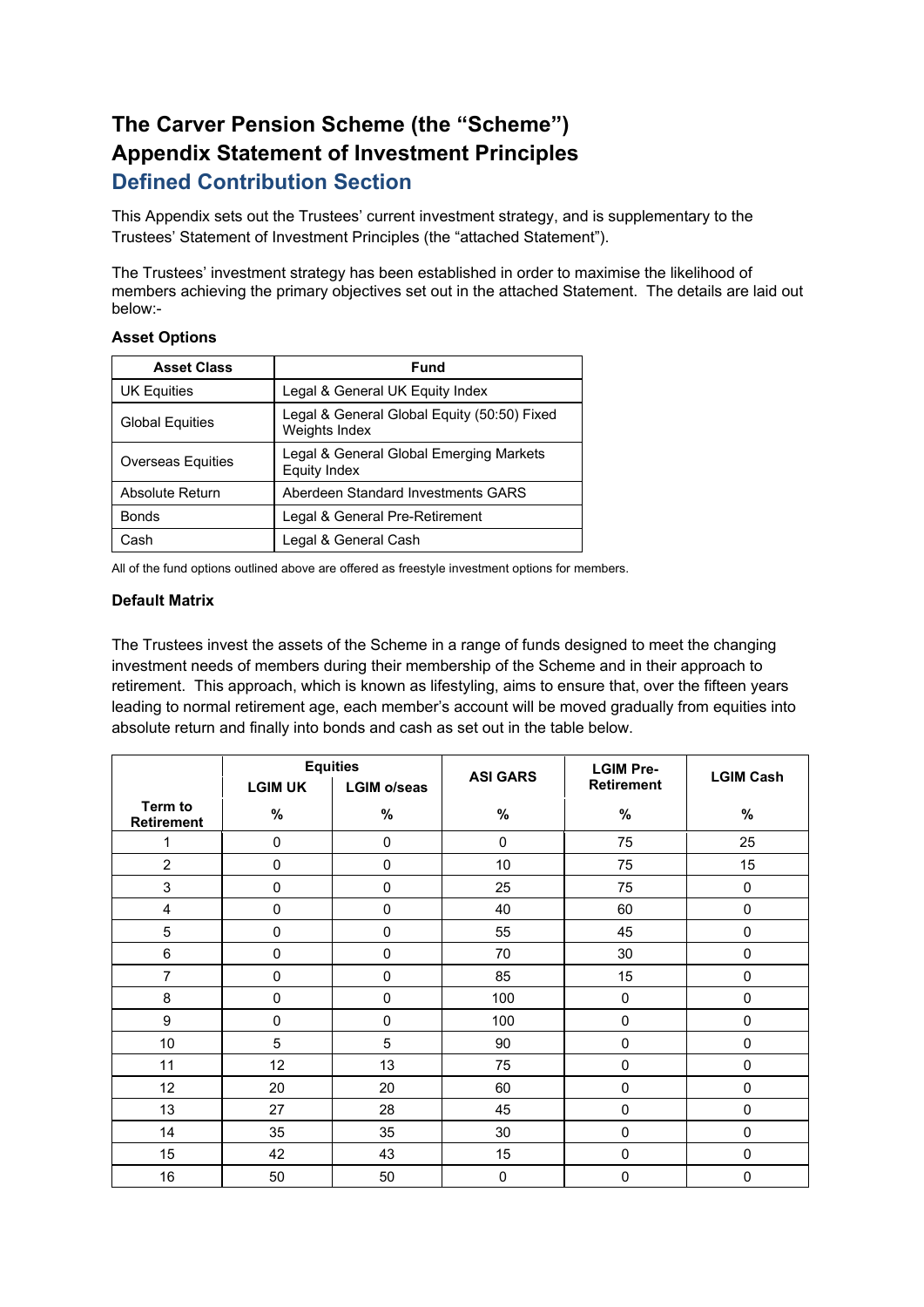# The Carver Pension Scheme (the "Scheme")
# Appendix Statement of Investment Principles
## Defined Contribution Section

This Appendix sets out the Trustees' current investment strategy, and is supplementary to the Trustees' Statement of Investment Principles (the "attached Statement").

The Trustees' investment strategy has been established in order to maximise the likelihood of members achieving the primary objectives set out in the attached Statement. The details are laid out below:-

**Asset Options**

| Asset Class | Fund |
|---|---|
| UK Equities | Legal & General UK Equity Index |
| Global Equities | Legal & General Global Equity (50:50) Fixed Weights Index |
| Overseas Equities | Legal & General Global Emerging Markets Equity Index |
| Absolute Return | Aberdeen Standard Investments GARS |
| Bonds | Legal & General Pre-Retirement |
| Cash | Legal & General Cash |

All of the fund options outlined above are offered as freestyle investment options for members.

**Default Matrix**

The Trustees invest the assets of the Scheme in a range of funds designed to meet the changing investment needs of members during their membership of the Scheme and in their approach to retirement. This approach, which is known as lifestyling, aims to ensure that, over the fifteen years leading to normal retirement age, each member's account will be moved gradually from equities into absolute return and finally into bonds and cash as set out in the table below.

| | Equities | | ASI GARS | LGIM Pre-Retirement | LGIM Cash |
|---|---|---|---|---|---|
| | LGIM UK | LGIM o/seas | | | |
| Term to Retirement | % | % | % | % | % |
| 1 | 0 | 0 | 0 | 75 | 25 |
| 2 | 0 | 0 | 10 | 75 | 15 |
| 3 | 0 | 0 | 25 | 75 | 0 |
| 4 | 0 | 0 | 40 | 60 | 0 |
| 5 | 0 | 0 | 55 | 45 | 0 |
| 6 | 0 | 0 | 70 | 30 | 0 |
| 7 | 0 | 0 | 85 | 15 | 0 |
| 8 | 0 | 0 | 100 | 0 | 0 |
| 9 | 0 | 0 | 100 | 0 | 0 |
| 10 | 5 | 5 | 90 | 0 | 0 |
| 11 | 12 | 13 | 75 | 0 | 0 |
| 12 | 20 | 20 | 60 | 0 | 0 |
| 13 | 27 | 28 | 45 | 0 | 0 |
| 14 | 35 | 35 | 30 | 0 | 0 |
| 15 | 42 | 43 | 15 | 0 | 0 |
| 16 | 50 | 50 | 0 | 0 | 0 |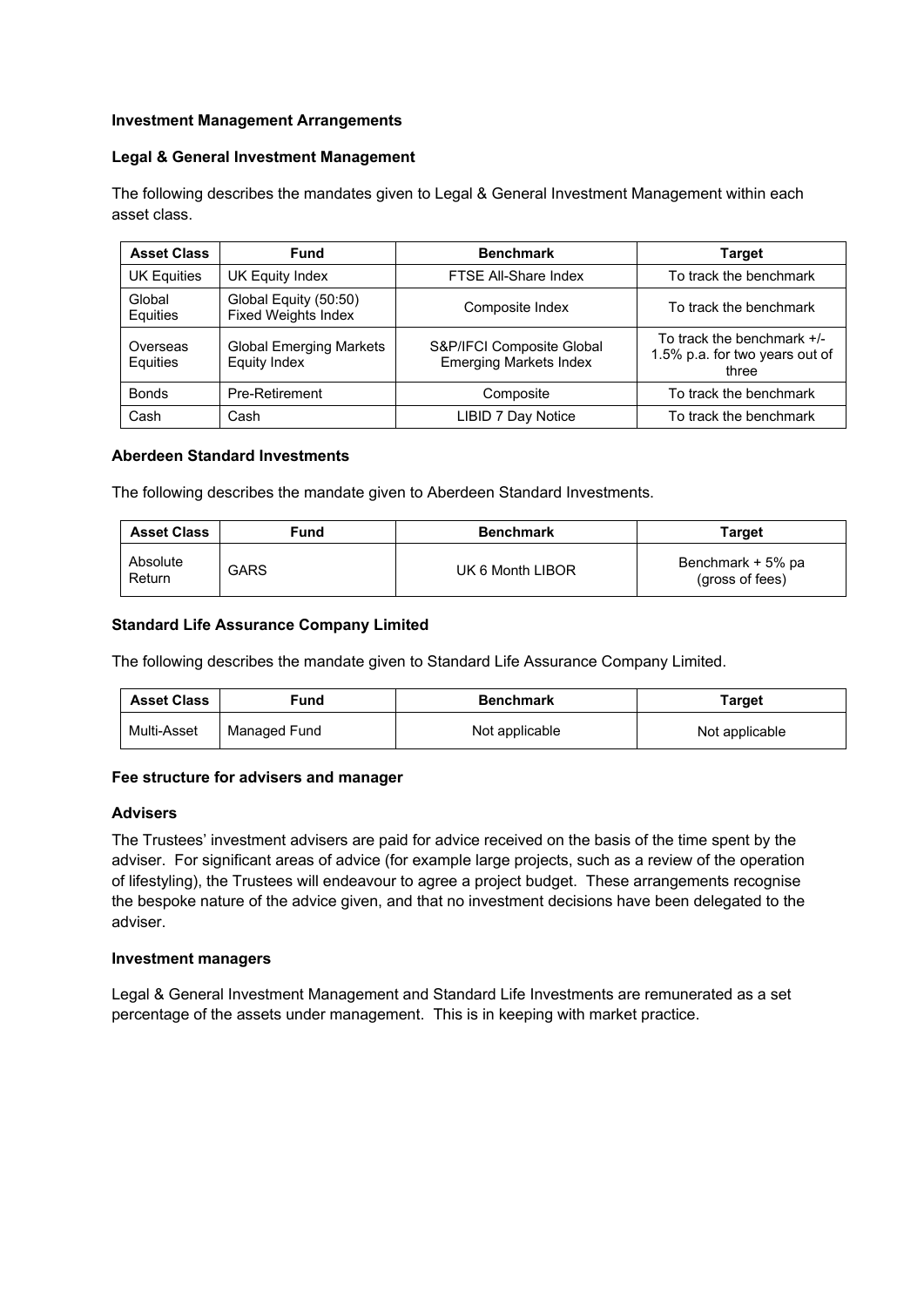**Investment Management Arrangements**

**Legal & General Investment Management**

The following describes the mandates given to Legal & General Investment Management within each asset class.

| Asset Class | Fund | Benchmark | Target |
|---|---|---|---|
| UK Equities | UK Equity Index | FTSE All-Share Index | To track the benchmark |
| Global Equities | Global Equity (50:50) Fixed Weights Index | Composite Index | To track the benchmark |
| Overseas Equities | Global Emerging Markets Equity Index | S&P/IFCI Composite Global Emerging Markets Index | To track the benchmark +/- 1.5% p.a. for two years out of three |
| Bonds | Pre-Retirement | Composite | To track the benchmark |
| Cash | Cash | LIBID 7 Day Notice | To track the benchmark |

**Aberdeen Standard Investments**

The following describes the mandate given to Aberdeen Standard Investments.

| Asset Class | Fund | Benchmark | Target |
|---|---|---|---|
| Absolute Return | GARS | UK 6 Month LIBOR | Benchmark + 5% pa (gross of fees) |

**Standard Life Assurance Company Limited**

The following describes the mandate given to Standard Life Assurance Company Limited.

| Asset Class | Fund | Benchmark | Target |
|---|---|---|---|
| Multi-Asset | Managed Fund | Not applicable | Not applicable |

**Fee structure for advisers and manager**

**Advisers**

The Trustees' investment advisers are paid for advice received on the basis of the time spent by the adviser. For significant areas of advice (for example large projects, such as a review of the operation of lifestyling), the Trustees will endeavour to agree a project budget. These arrangements recognise the bespoke nature of the advice given, and that no investment decisions have been delegated to the adviser.

**Investment managers**

Legal & General Investment Management and Standard Life Investments are remunerated as a set percentage of the assets under management. This is in keeping with market practice.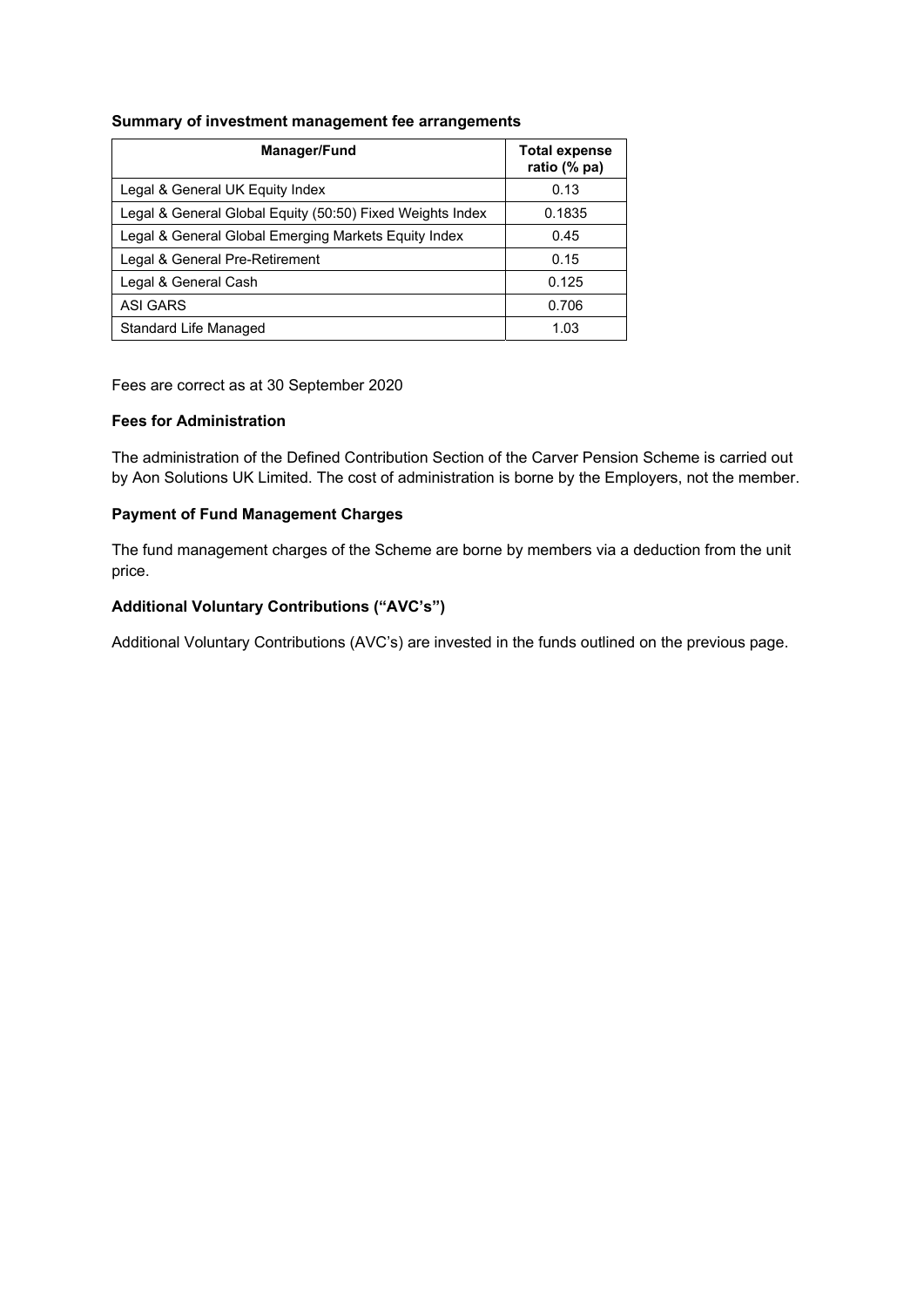**Summary of investment management fee arrangements**

| Manager/Fund | Total expense ratio (% pa) |
| --- | --- |
| Legal & General UK Equity Index | 0.13 |
| Legal & General Global Equity (50:50) Fixed Weights Index | 0.1835 |
| Legal & General Global Emerging Markets Equity Index | 0.45 |
| Legal & General Pre-Retirement | 0.15 |
| Legal & General Cash | 0.125 |
| ASI GARS | 0.706 |
| Standard Life Managed | 1.03 |

Fees are correct as at 30 September 2020

**Fees for Administration**

The administration of the Defined Contribution Section of the Carver Pension Scheme is carried out by Aon Solutions UK Limited. The cost of administration is borne by the Employers, not the member.

**Payment of Fund Management Charges**

The fund management charges of the Scheme are borne by members via a deduction from the unit price.

**Additional Voluntary Contributions ("AVC's")**

Additional Voluntary Contributions (AVC's) are invested in the funds outlined on the previous page.